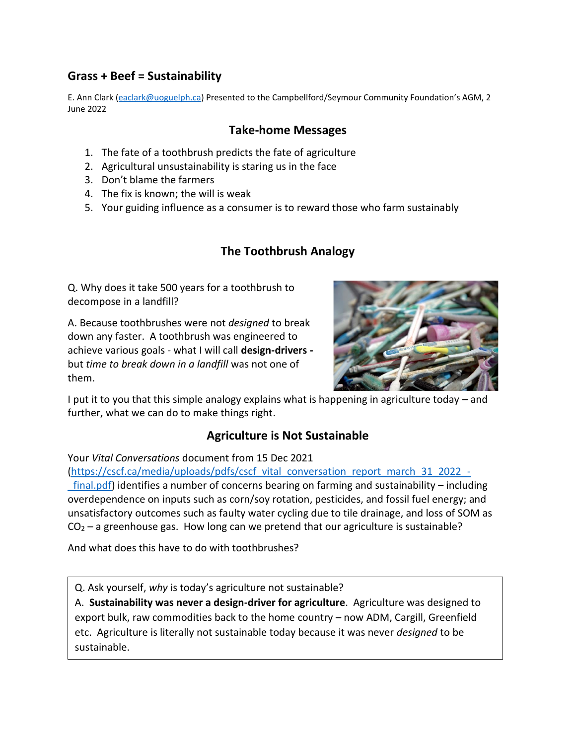## Grass + Beef = Sustainability

E. Ann Clark (eaclark@uoguelph.ca) Presented to the Campbellford/Seymour Community Foundation's AGM, 2 June 2022

### Take-home Messages

1. The fate of a toothbrush predicts the fate of agriculture
2. Agricultural unsustainability is staring us in the face
3. Don't blame the farmers
4. The fix is known; the will is weak
5. Your guiding influence as a consumer is to reward those who farm sustainably

### The Toothbrush Analogy

Q. Why does it take 500 years for a toothbrush to decompose in a landfill?

A. Because toothbrushes were not *designed* to break down any faster. A toothbrush was engineered to achieve various goals - what I will call **design-drivers -** but *time to break down in a landfill* was not one of them.

I put it to you that this simple analogy explains what is happening in agriculture today – and further, what we can do to make things right.

### Agriculture is Not Sustainable

Your *Vital Conversations* document from 15 Dec 2021 (https://cscf.ca/media/uploads/pdfs/cscf_vital_conversation_report_march_31_2022_-_final.pdf) identifies a number of concerns bearing on farming and sustainability – including overdependence on inputs such as corn/soy rotation, pesticides, and fossil fuel energy; and unsatisfactory outcomes such as faulty water cycling due to tile drainage, and loss of SOM as $CO_2$ – a greenhouse gas. How long can we pretend that our agriculture is sustainable?

And what does this have to do with toothbrushes?

Q. Ask yourself, *why* is today's agriculture not sustainable?
A. **Sustainability was never a design-driver for agriculture**. Agriculture was designed to export bulk, raw commodities back to the home country – now ADM, Cargill, Greenfield etc. Agriculture is literally not sustainable today because it was never *designed* to be sustainable.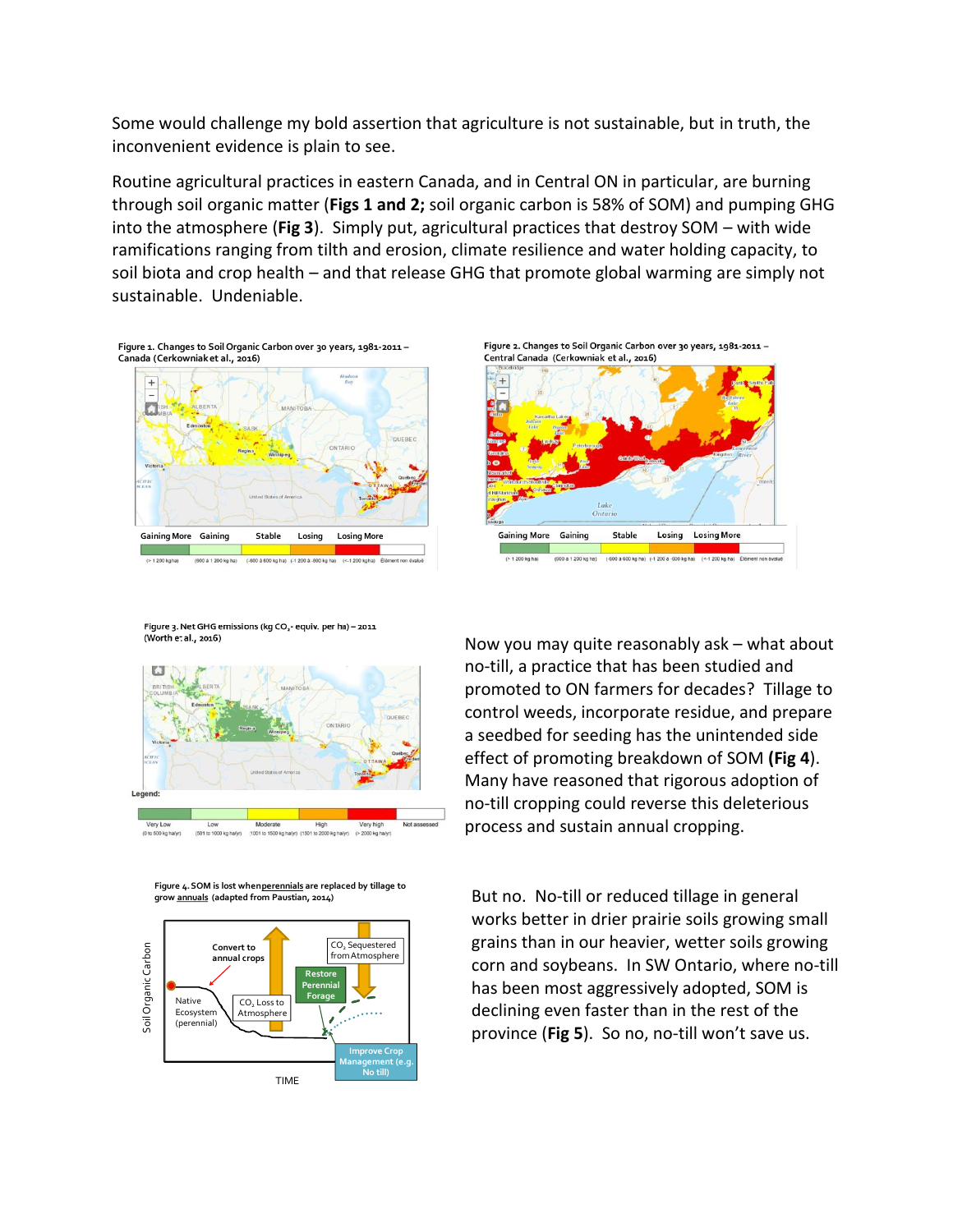Some would challenge my bold assertion that agriculture is not sustainable, but in truth, the inconvenient evidence is plain to see.

Routine agricultural practices in eastern Canada, and in Central ON in particular, are burning through soil organic matter (**Figs 1 and 2;** soil organic carbon is 58% of SOM) and pumping GHG into the atmosphere (**Fig 3**). Simply put, agricultural practices that destroy SOM – with wide ramifications ranging from tilth and erosion, climate resilience and water holding capacity, to soil biota and crop health – and that release GHG that promote global warming are simply not sustainable. Undeniable.

Figure 1. Changes to Soil Organic Carbon over 30 years, 1981-2011 – Canada (Cerkowniak et al., 2016)

Figure 2. Changes to Soil Organic Carbon over 30 years, 1981-2011 – Central Canada (Cerkowniak et al., 2016)

Figure 3. Net GHG emissions (kg $CO_2$- equiv. per ha) – 2011 (Worth et al., 2016)

Now you may quite reasonably ask – what about no-till, a practice that has been studied and promoted to ON farmers for decades? Tillage to control weeds, incorporate residue, and prepare a seedbed for seeding has the unintended side effect of promoting breakdown of SOM **(Fig 4)**. Many have reasoned that rigorous adoption of no-till cropping could reverse this deleterious process and sustain annual cropping.

Figure 4. SOM is lost when perennials are replaced by tillage to grow annuals (adapted from Paustian, 2014)

But no. No-till or reduced tillage in general works better in drier prairie soils growing small grains than in our heavier, wetter soils growing corn and soybeans. In SW Ontario, where no-till has been most aggressively adopted, SOM is declining even faster than in the rest of the province (**Fig 5**). So no, no-till won't save us.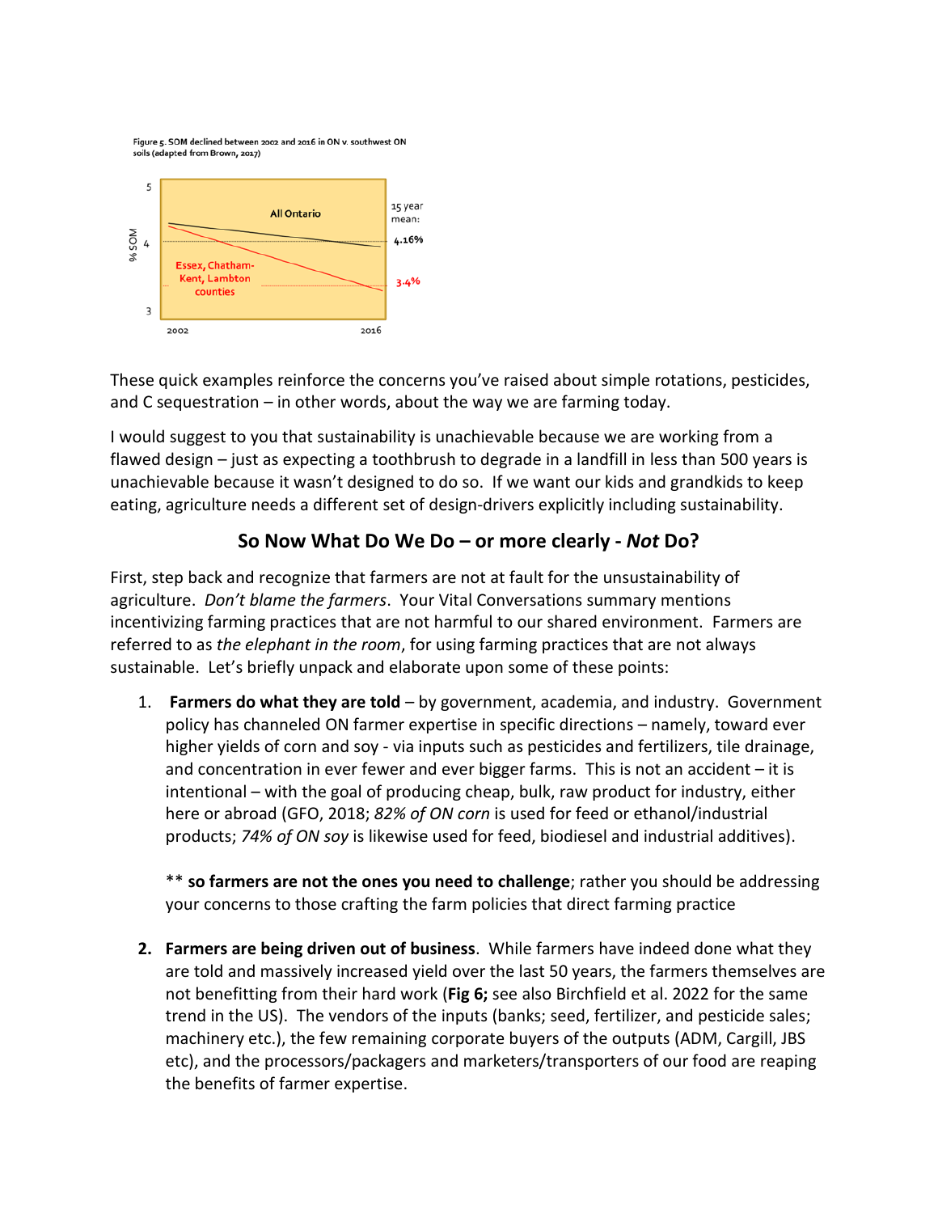Figure 5. SOM declined between 2002 and 2016 in ON v. southwest ON soils (adapted from Brown, 2017)

These quick examples reinforce the concerns you've raised about simple rotations, pesticides, and C sequestration – in other words, about the way we are farming today.

I would suggest to you that sustainability is unachievable because we are working from a flawed design – just as expecting a toothbrush to degrade in a landfill in less than 500 years is unachievable because it wasn't designed to do so. If we want our kids and grandkids to keep eating, agriculture needs a different set of design-drivers explicitly including sustainability.

## So Now What Do We Do – or more clearly - *Not* Do?

First, step back and recognize that farmers are not at fault for the unsustainability of agriculture. *Don't blame the farmers*. Your Vital Conversations summary mentions incentivizing farming practices that are not harmful to our shared environment. Farmers are referred to as *the elephant in the room*, for using farming practices that are not always sustainable. Let's briefly unpack and elaborate upon some of these points:

1. **Farmers do what they are told** – by government, academia, and industry. Government policy has channeled ON farmer expertise in specific directions – namely, toward ever higher yields of corn and soy - via inputs such as pesticides and fertilizers, tile drainage, and concentration in ever fewer and ever bigger farms. This is not an accident – it is intentional – with the goal of producing cheap, bulk, raw product for industry, either here or abroad (GFO, 2018; *82% of ON corn* is used for feed or ethanol/industrial products; *74% of ON soy* is likewise used for feed, biodiesel and industrial additives).

   ** **so farmers are not the ones you need to challenge**; rather you should be addressing your concerns to those crafting the farm policies that direct farming practice

2. **Farmers are being driven out of business**. While farmers have indeed done what they are told and massively increased yield over the last 50 years, the farmers themselves are not benefitting from their hard work (**Fig 6;** see also Birchfield et al. 2022 for the same trend in the US). The vendors of the inputs (banks; seed, fertilizer, and pesticide sales; machinery etc.), the few remaining corporate buyers of the outputs (ADM, Cargill, JBS etc), and the processors/packagers and marketers/transporters of our food are reaping the benefits of farmer expertise.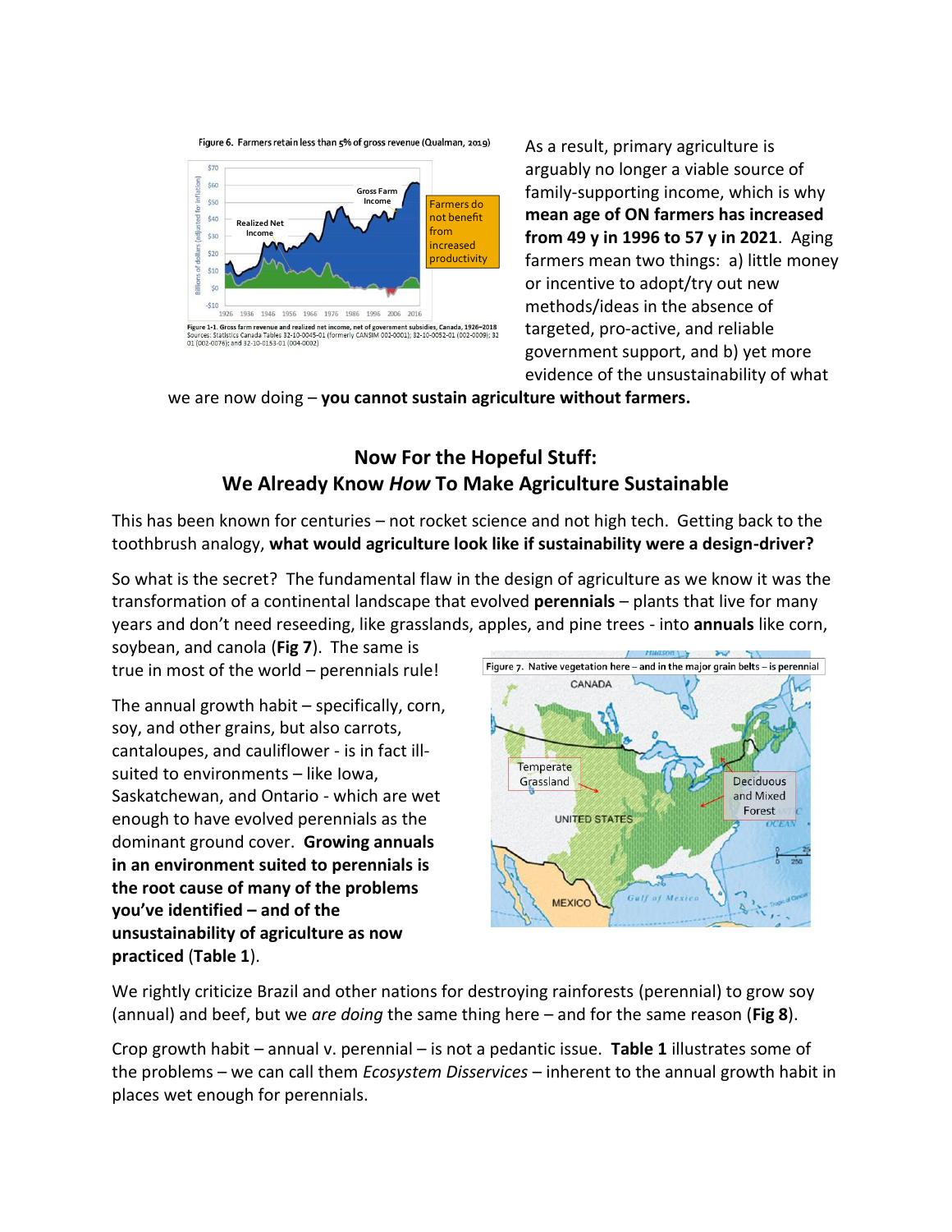Figure 6. Farmers retain less than 5% of gross revenue (Qualman, 2019)

Figure 1-1. Gross farm revenue and realized net income, net of government subsidies, Canada, 1926–2018
Sources: Statistics Canada Tables 32-10-0045-01 (formerly CANSIM 002-0001); 32-10-0052-01 (002-0009); 32-10-... 01 (002-0076); and 32-10-0153-01 (004-0002)

As a result, primary agriculture is arguably no longer a viable source of family-supporting income, which is why **mean age of ON farmers has increased from 49 y in 1996 to 57 y in 2021**. Aging farmers mean two things: a) little money or incentive to adopt/try out new methods/ideas in the absence of targeted, pro-active, and reliable government support, and b) yet more evidence of the unsustainability of what we are now doing – **you cannot sustain agriculture without farmers.**

## Now For the Hopeful Stuff: We Already Know *How* To Make Agriculture Sustainable

This has been known for centuries – not rocket science and not high tech. Getting back to the toothbrush analogy, **what would agriculture look like if sustainability were a design-driver?**

So what is the secret? The fundamental flaw in the design of agriculture as we know it was the transformation of a continental landscape that evolved **perennials** – plants that live for many years and don't need reseeding, like grasslands, apples, and pine trees - into **annuals** like corn, soybean, and canola (**Fig 7**). The same is true in most of the world – perennials rule!

Figure 7. Native vegetation here – and in the major grain belts – is perennial

The annual growth habit – specifically, corn, soy, and other grains, but also carrots, cantaloupes, and cauliflower - is in fact ill-suited to environments – like Iowa, Saskatchewan, and Ontario - which are wet enough to have evolved perennials as the dominant ground cover. **Growing annuals in an environment suited to perennials is the root cause of many of the problems you've identified – and of the unsustainability of agriculture as now practiced** (**Table 1**).

We rightly criticize Brazil and other nations for destroying rainforests (perennial) to grow soy (annual) and beef, but we *are doing* the same thing here – and for the same reason (**Fig 8**).

Crop growth habit – annual v. perennial – is not a pedantic issue. **Table 1** illustrates some of the problems – we can call them *Ecosystem Disservices* – inherent to the annual growth habit in places wet enough for perennials.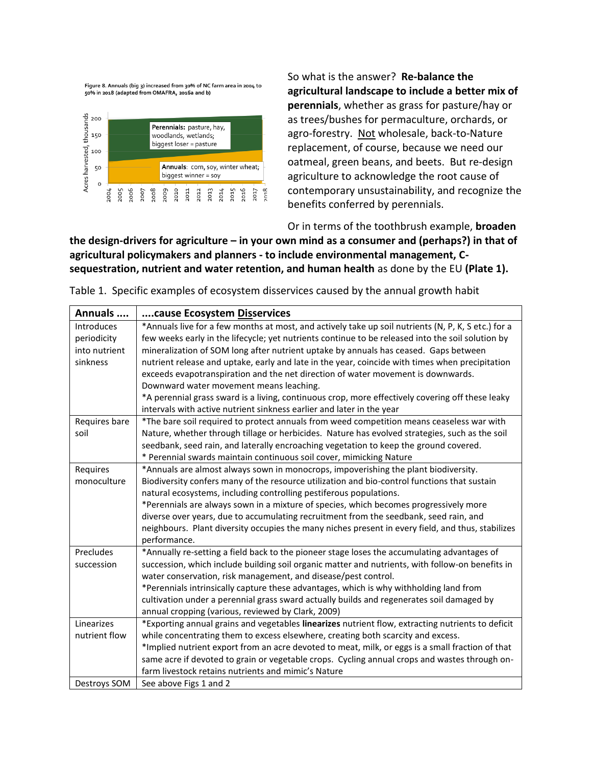Figure 8. Annuals (big 3) increased from 30% of NC farm area in 2004 to 50% in 2018 (adapted from OMAFRA, 2016a and b)

So what is the answer? **Re-balance the agricultural landscape to include a better mix of perennials**, whether as grass for pasture/hay or as trees/bushes for permaculture, orchards, or agro-forestry. Not wholesale, back-to-Nature replacement, of course, because we need our oatmeal, green beans, and beets. But re-design agriculture to acknowledge the root cause of contemporary unsustainability, and recognize the benefits conferred by perennials.

Or in terms of the toothbrush example, **broaden the design-drivers for agriculture – in your own mind as a consumer and (perhaps?) in that of agricultural policymakers and planners - to include environmental management, C-sequestration, nutrient and water retention, and human health** as done by the EU **(Plate 1).**

Table 1. Specific examples of ecosystem disservices caused by the annual growth habit

| **Annuals ....** | **....cause Ecosystem Disservices** |
|---|---|
| Introduces periodicity into nutrient sinkness | *Annuals live for a few months at most, and actively take up soil nutrients (N, P, K, S etc.) for a few weeks early in the lifecycle; yet nutrients continue to be released into the soil solution by mineralization of SOM long after nutrient uptake by annuals has ceased. Gaps between nutrient release and uptake, early and late in the year, coincide with times when precipitation exceeds evapotranspiration and the net direction of water movement is downwards. Downward water movement means leaching.<br>*A perennial grass sward is a living, continuous crop, more effectively covering off these leaky intervals with active nutrient sinkness earlier and later in the year |
| Requires bare soil | *The bare soil required to protect annuals from weed competition means ceaseless war with Nature, whether through tillage or herbicides. Nature has evolved strategies, such as the soil seedbank, seed rain, and laterally encroaching vegetation to keep the ground covered.<br>* Perennial swards maintain continuous soil cover, mimicking Nature |
| Requires monoculture | *Annuals are almost always sown in monocrops, impoverishing the plant biodiversity. Biodiversity confers many of the resource utilization and bio-control functions that sustain natural ecosystems, including controlling pestiferous populations.<br>*Perennials are always sown in a mixture of species, which becomes progressively more diverse over years, due to accumulating recruitment from the seedbank, seed rain, and neighbours. Plant diversity occupies the many niches present in every field, and thus, stabilizes performance. |
| Precludes succession | *Annually re-setting a field back to the pioneer stage loses the accumulating advantages of succession, which include building soil organic matter and nutrients, with follow-on benefits in water conservation, risk management, and disease/pest control.<br>*Perennials intrinsically capture these advantages, which is why withholding land from cultivation under a perennial grass sward actually builds and regenerates soil damaged by annual cropping (various, reviewed by Clark, 2009) |
| Linearizes nutrient flow | *Exporting annual grains and vegetables **linearizes** nutrient flow, extracting nutrients to deficit while concentrating them to excess elsewhere, creating both scarcity and excess.<br>*Implied nutrient export from an acre devoted to meat, milk, or eggs is a small fraction of that same acre if devoted to grain or vegetable crops. Cycling annual crops and wastes through on-farm livestock retains nutrients and mimic's Nature |
| Destroys SOM | See above Figs 1 and 2 |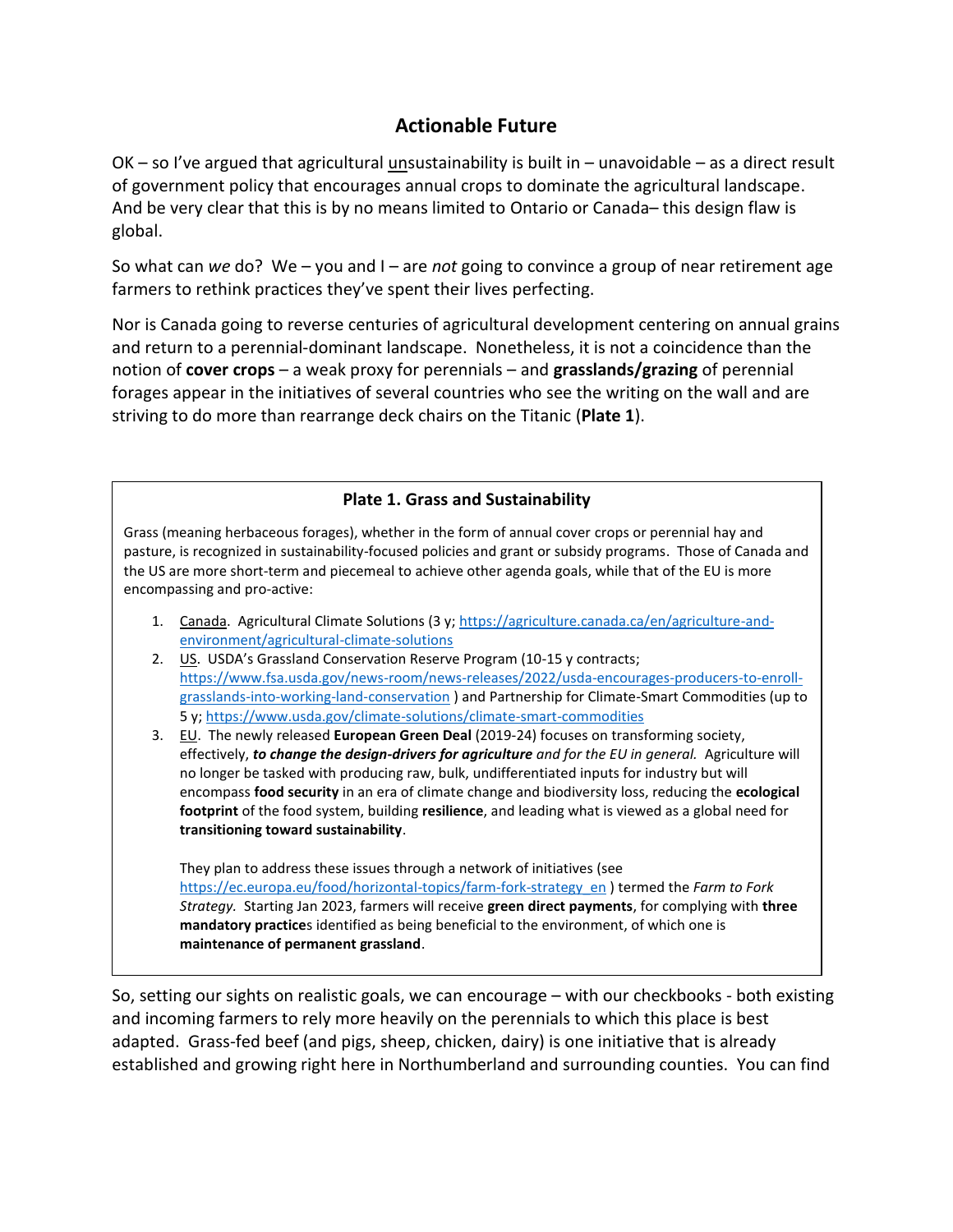## Actionable Future

OK – so I've argued that agricultural <u>un</u>sustainability is built in – unavoidable – as a direct result of government policy that encourages annual crops to dominate the agricultural landscape. And be very clear that this is by no means limited to Ontario or Canada– this design flaw is global.

So what can *we* do? We – you and I – are *not* going to convince a group of near retirement age farmers to rethink practices they've spent their lives perfecting.

Nor is Canada going to reverse centuries of agricultural development centering on annual grains and return to a perennial-dominant landscape. Nonetheless, it is not a coincidence than the notion of **cover crops** – a weak proxy for perennials – and **grasslands/grazing** of perennial forages appear in the initiatives of several countries who see the writing on the wall and are striving to do more than rearrange deck chairs on the Titanic (**Plate 1**).

> **Plate 1. Grass and Sustainability**
>
> Grass (meaning herbaceous forages), whether in the form of annual cover crops or perennial hay and pasture, is recognized in sustainability-focused policies and grant or subsidy programs. Those of Canada and the US are more short-term and piecemeal to achieve other agenda goals, while that of the EU is more encompassing and pro-active:
>
> 1. <u>Canada</u>. Agricultural Climate Solutions (3 y; https://agriculture.canada.ca/en/agriculture-and-environment/agricultural-climate-solutions
> 2. <u>US</u>. USDA's Grassland Conservation Reserve Program (10-15 y contracts; https://www.fsa.usda.gov/news-room/news-releases/2022/usda-encourages-producers-to-enroll-grasslands-into-working-land-conservation ) and Partnership for Climate-Smart Commodities (up to 5 y; https://www.usda.gov/climate-solutions/climate-smart-commodities
> 3. <u>EU</u>. The newly released **European Green Deal** (2019-24) focuses on transforming society, effectively, ***to change the design-drivers for agriculture*** *and for the EU in general.* Agriculture will no longer be tasked with producing raw, bulk, undifferentiated inputs for industry but will encompass **food security** in an era of climate change and biodiversity loss, reducing the **ecological footprint** of the food system, building **resilience**, and leading what is viewed as a global need for **transitioning toward sustainability**.
>
>    They plan to address these issues through a network of initiatives (see https://ec.europa.eu/food/horizontal-topics/farm-fork-strategy_en ) termed the *Farm to Fork Strategy.* Starting Jan 2023, farmers will receive **green direct payments**, for complying with **three mandatory practice**s identified as being beneficial to the environment, of which one is **maintenance of permanent grassland**.

So, setting our sights on realistic goals, we can encourage – with our checkbooks - both existing and incoming farmers to rely more heavily on the perennials to which this place is best adapted. Grass-fed beef (and pigs, sheep, chicken, dairy) is one initiative that is already established and growing right here in Northumberland and surrounding counties. You can find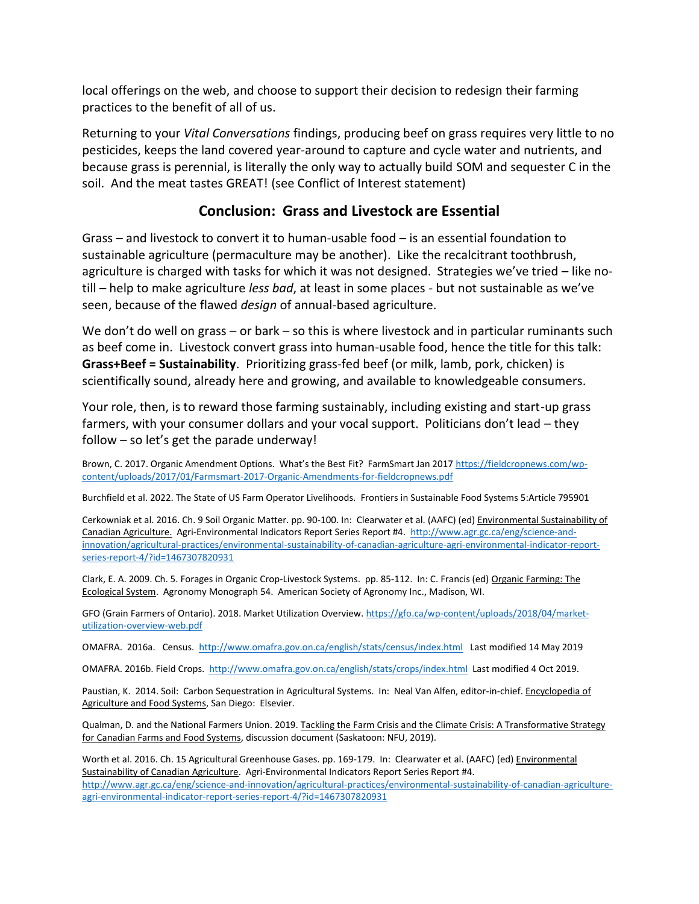local offerings on the web, and choose to support their decision to redesign their farming practices to the benefit of all of us.

Returning to your *Vital Conversations* findings, producing beef on grass requires very little to no pesticides, keeps the land covered year-around to capture and cycle water and nutrients, and because grass is perennial, is literally the only way to actually build SOM and sequester C in the soil. And the meat tastes GREAT! (see Conflict of Interest statement)

## Conclusion: Grass and Livestock are Essential

Grass – and livestock to convert it to human-usable food – is an essential foundation to sustainable agriculture (permaculture may be another). Like the recalcitrant toothbrush, agriculture is charged with tasks for which it was not designed. Strategies we've tried – like no-till – help to make agriculture *less bad*, at least in some places - but not sustainable as we've seen, because of the flawed *design* of annual-based agriculture.

We don't do well on grass – or bark – so this is where livestock and in particular ruminants such as beef come in. Livestock convert grass into human-usable food, hence the title for this talk: **Grass+Beef = Sustainability**. Prioritizing grass-fed beef (or milk, lamb, pork, chicken) is scientifically sound, already here and growing, and available to knowledgeable consumers.

Your role, then, is to reward those farming sustainably, including existing and start-up grass farmers, with your consumer dollars and your vocal support. Politicians don't lead – they follow – so let's get the parade underway!

Brown, C. 2017. Organic Amendment Options. What's the Best Fit? FarmSmart Jan 2017 https://fieldcropnews.com/wp-content/uploads/2017/01/Farmsmart-2017-Organic-Amendments-for-fieldcropnews.pdf

Burchfield et al. 2022. The State of US Farm Operator Livelihoods. Frontiers in Sustainable Food Systems 5:Article 795901

Cerkowniak et al. 2016. Ch. 9 Soil Organic Matter. pp. 90-100. In: Clearwater et al. (AAFC) (ed) Environmental Sustainability of Canadian Agriculture. Agri-Environmental Indicators Report Series Report #4. http://www.agr.gc.ca/eng/science-and-innovation/agricultural-practices/environmental-sustainability-of-canadian-agriculture-agri-environmental-indicator-report-series-report-4/?id=1467307820931

Clark, E. A. 2009. Ch. 5. Forages in Organic Crop-Livestock Systems. pp. 85-112. In: C. Francis (ed) Organic Farming: The Ecological System. Agronomy Monograph 54. American Society of Agronomy Inc., Madison, WI.

GFO (Grain Farmers of Ontario). 2018. Market Utilization Overview. https://gfo.ca/wp-content/uploads/2018/04/market-utilization-overview-web.pdf

OMAFRA. 2016a. Census. http://www.omafra.gov.on.ca/english/stats/census/index.html Last modified 14 May 2019

OMAFRA. 2016b. Field Crops. http://www.omafra.gov.on.ca/english/stats/crops/index.html Last modified 4 Oct 2019.

Paustian, K. 2014. Soil: Carbon Sequestration in Agricultural Systems. In: Neal Van Alfen, editor-in-chief. Encyclopedia of Agriculture and Food Systems, San Diego: Elsevier.

Qualman, D. and the National Farmers Union. 2019. Tackling the Farm Crisis and the Climate Crisis: A Transformative Strategy for Canadian Farms and Food Systems, discussion document (Saskatoon: NFU, 2019).

Worth et al. 2016. Ch. 15 Agricultural Greenhouse Gases. pp. 169-179. In: Clearwater et al. (AAFC) (ed) Environmental Sustainability of Canadian Agriculture. Agri-Environmental Indicators Report Series Report #4. http://www.agr.gc.ca/eng/science-and-innovation/agricultural-practices/environmental-sustainability-of-canadian-agriculture-agri-environmental-indicator-report-series-report-4/?id=1467307820931